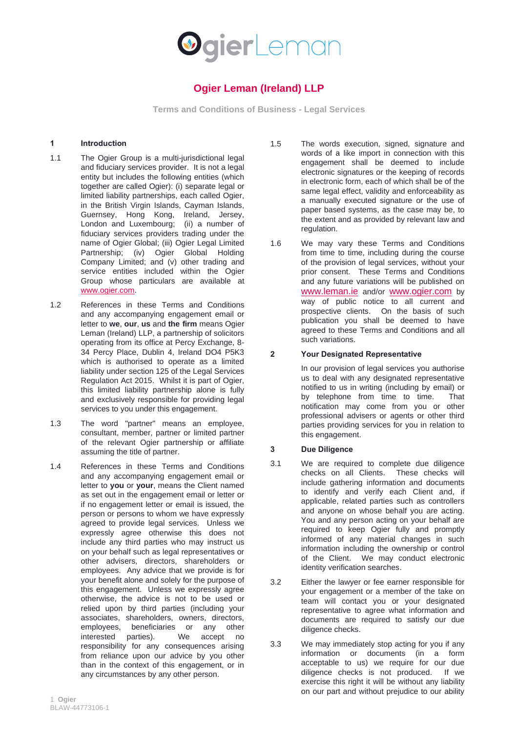# Ogier Leman (Ireland) LLP

## Terms and Conditions of Business - Legal Services

### 1 Introduction

1.1 The Ogier Group is a multi-jurisdictional legal and fiduciary services provider. It is not a legal entity but includes the following entities (which together are called Ogier): (i) separate legal or limited liability partnerships, each called Ogier, in the British Virgin Islands, Cayman Islands, Guernsey, Hong Kong, Ireland, Jersey, London and Luxembourg; (ii) a number of fiduciary services providers trading under the name of Ogier Global; (iii) Ogier Legal Limited Partnership; (iv) Ogier Global Holding Company Limited; and (v) other trading and service entities included within the Ogier Group whose particulars are available at www.ogier.com.

1.2 References in these Terms and Conditions and any accompanying engagement email or letter to **we**, **our**, **us** and **the firm** means Ogier Leman (Ireland) LLP, a partnership of solicitors operating from its office at Percy Exchange, 8-34 Percy Place, Dublin 4, Ireland DO4 P5K3 which is authorised to operate as a limited liability under section 125 of the Legal Services Regulation Act 2015. Whilst it is part of Ogier, this limited liability partnership alone is fully and exclusively responsible for providing legal services to you under this engagement.

1.3 The word "partner" means an employee, consultant, member, partner or limited partner of the relevant Ogier partnership or affiliate assuming the title of partner.

1.4 References in these Terms and Conditions and any accompanying engagement email or letter to **you** or **your**, means the Client named as set out in the engagement email or letter or if no engagement letter or email is issued, the person or persons to whom we have expressly agreed to provide legal services. Unless we expressly agree otherwise this does not include any third parties who may instruct us on your behalf such as legal representatives or other advisers, directors, shareholders or employees. Any advice that we provide is for your benefit alone and solely for the purpose of this engagement. Unless we expressly agree otherwise, the advice is not to be used or relied upon by third parties (including your associates, shareholders, owners, directors, employees, beneficiaries or any other interested parties). We accept no responsibility for any consequences arising from reliance upon our advice by you other than in the context of this engagement, or in any circumstances by any other person.

1.5 The words execution, signed, signature and words of a like import in connection with this engagement shall be deemed to include electronic signatures or the keeping of records in electronic form, each of which shall be of the same legal effect, validity and enforceability as a manually executed signature or the use of paper based systems, as the case may be, to the extent and as provided by relevant law and regulation.

1.6 We may vary these Terms and Conditions from time to time, including during the course of the provision of legal services, without your prior consent. These Terms and Conditions and any future variations will be published on www.leman.ie and/or www.ogier.com by way of public notice to all current and prospective clients. On the basis of such publication you shall be deemed to have agreed to these Terms and Conditions and all such variations.

### 2 Your Designated Representative

In our provision of legal services you authorise us to deal with any designated representative notified to us in writing (including by email) or by telephone from time to time. That notification may come from you or other professional advisers or agents or other third parties providing services for you in relation to this engagement.

### 3 Due Diligence

3.1 We are required to complete due diligence checks on all Clients. These checks will include gathering information and documents to identify and verify each Client and, if applicable, related parties such as controllers and anyone on whose behalf you are acting. You and any person acting on your behalf are required to keep Ogier fully and promptly informed of any material changes in such information including the ownership or control of the Client. We may conduct electronic identity verification searches.

3.2 Either the lawyer or fee earner responsible for your engagement or a member of the take on team will contact you or your designated representative to agree what information and documents are required to satisfy our due diligence checks.

3.3 We may immediately stop acting for you if any information or documents (in a form acceptable to us) we require for our due diligence checks is not produced. If we exercise this right it will be without any liability on our part and without prejudice to our ability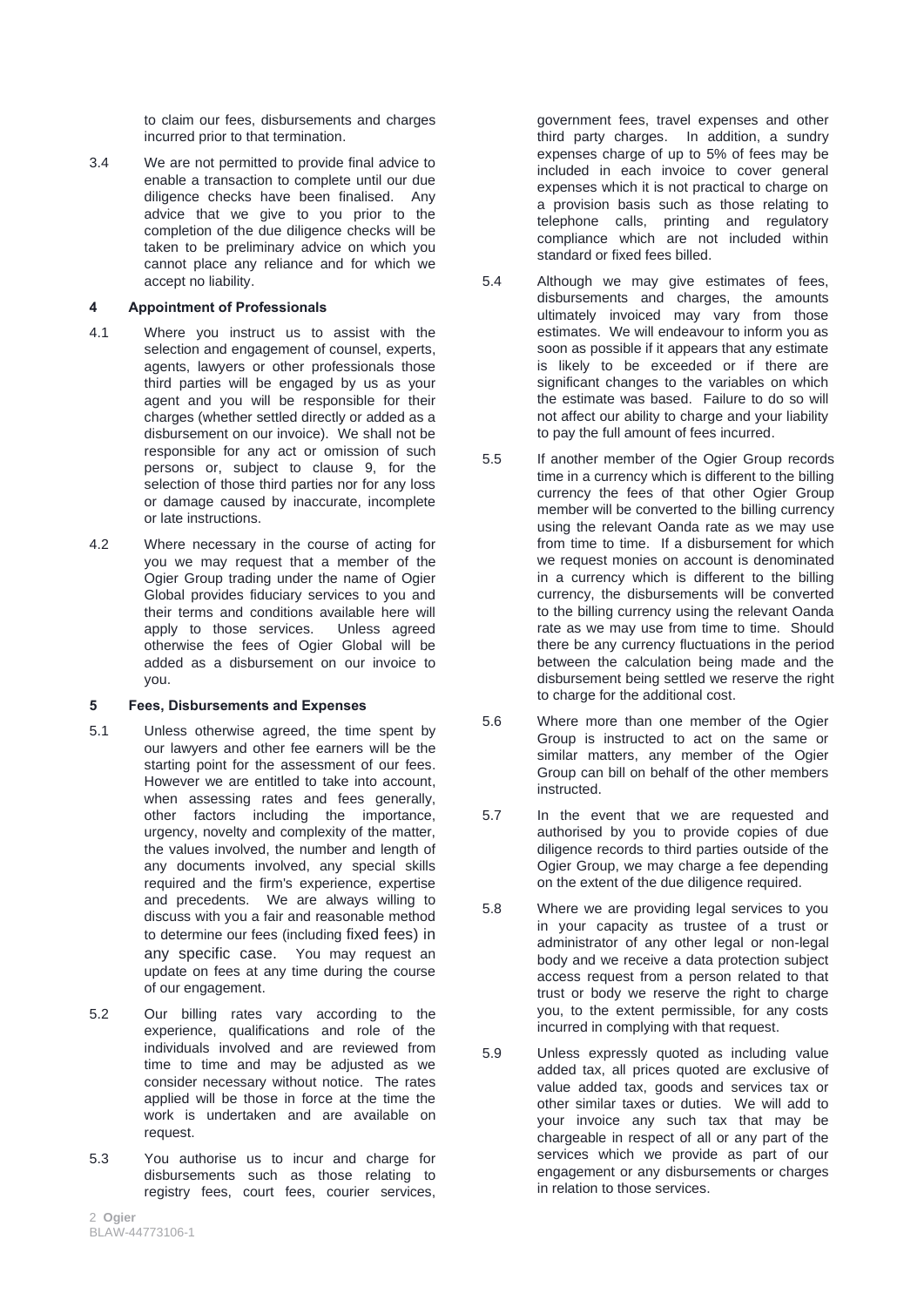to claim our fees, disbursements and charges incurred prior to that termination.

3.4 We are not permitted to provide final advice to enable a transaction to complete until our due diligence checks have been finalised. Any advice that we give to you prior to the completion of the due diligence checks will be taken to be preliminary advice on which you cannot place any reliance and for which we accept no liability.

#### 4 Appointment of Professionals

4.1 Where you instruct us to assist with the selection and engagement of counsel, experts, agents, lawyers or other professionals those third parties will be engaged by us as your agent and you will be responsible for their charges (whether settled directly or added as a disbursement on our invoice). We shall not be responsible for any act or omission of such persons or, subject to clause 9, for the selection of those third parties nor for any loss or damage caused by inaccurate, incomplete or late instructions.

4.2 Where necessary in the course of acting for you we may request that a member of the Ogier Group trading under the name of Ogier Global provides fiduciary services to you and their terms and conditions available here will apply to those services. Unless agreed otherwise the fees of Ogier Global will be added as a disbursement on our invoice to you.

#### 5 Fees, Disbursements and Expenses

5.1 Unless otherwise agreed, the time spent by our lawyers and other fee earners will be the starting point for the assessment of our fees. However we are entitled to take into account, when assessing rates and fees generally, other factors including the importance, urgency, novelty and complexity of the matter, the values involved, the number and length of any documents involved, any special skills required and the firm's experience, expertise and precedents. We are always willing to discuss with you a fair and reasonable method to determine our fees (including fixed fees) in any specific case. You may request an update on fees at any time during the course of our engagement.

5.2 Our billing rates vary according to the experience, qualifications and role of the individuals involved and are reviewed from time to time and may be adjusted as we consider necessary without notice. The rates applied will be those in force at the time the work is undertaken and are available on request.

5.3 You authorise us to incur and charge for disbursements such as those relating to registry fees, court fees, courier services, government fees, travel expenses and other third party charges. In addition, a sundry expenses charge of up to 5% of fees may be included in each invoice to cover general expenses which it is not practical to charge on a provision basis such as those relating to telephone calls, printing and regulatory compliance which are not included within standard or fixed fees billed.

5.4 Although we may give estimates of fees, disbursements and charges, the amounts ultimately invoiced may vary from those estimates. We will endeavour to inform you as soon as possible if it appears that any estimate is likely to be exceeded or if there are significant changes to the variables on which the estimate was based. Failure to do so will not affect our ability to charge and your liability to pay the full amount of fees incurred.

5.5 If another member of the Ogier Group records time in a currency which is different to the billing currency the fees of that other Ogier Group member will be converted to the billing currency using the relevant Oanda rate as we may use from time to time. If a disbursement for which we request monies on account is denominated in a currency which is different to the billing currency, the disbursements will be converted to the billing currency using the relevant Oanda rate as we may use from time to time. Should there be any currency fluctuations in the period between the calculation being made and the disbursement being settled we reserve the right to charge for the additional cost.

5.6 Where more than one member of the Ogier Group is instructed to act on the same or similar matters, any member of the Ogier Group can bill on behalf of the other members instructed.

5.7 In the event that we are requested and authorised by you to provide copies of due diligence records to third parties outside of the Ogier Group, we may charge a fee depending on the extent of the due diligence required.

5.8 Where we are providing legal services to you in your capacity as trustee of a trust or administrator of any other legal or non-legal body and we receive a data protection subject access request from a person related to that trust or body we reserve the right to charge you, to the extent permissible, for any costs incurred in complying with that request.

5.9 Unless expressly quoted as including value added tax, all prices quoted are exclusive of value added tax, goods and services tax or other similar taxes or duties. We will add to your invoice any such tax that may be chargeable in respect of all or any part of the services which we provide as part of our engagement or any disbursements or charges in relation to those services.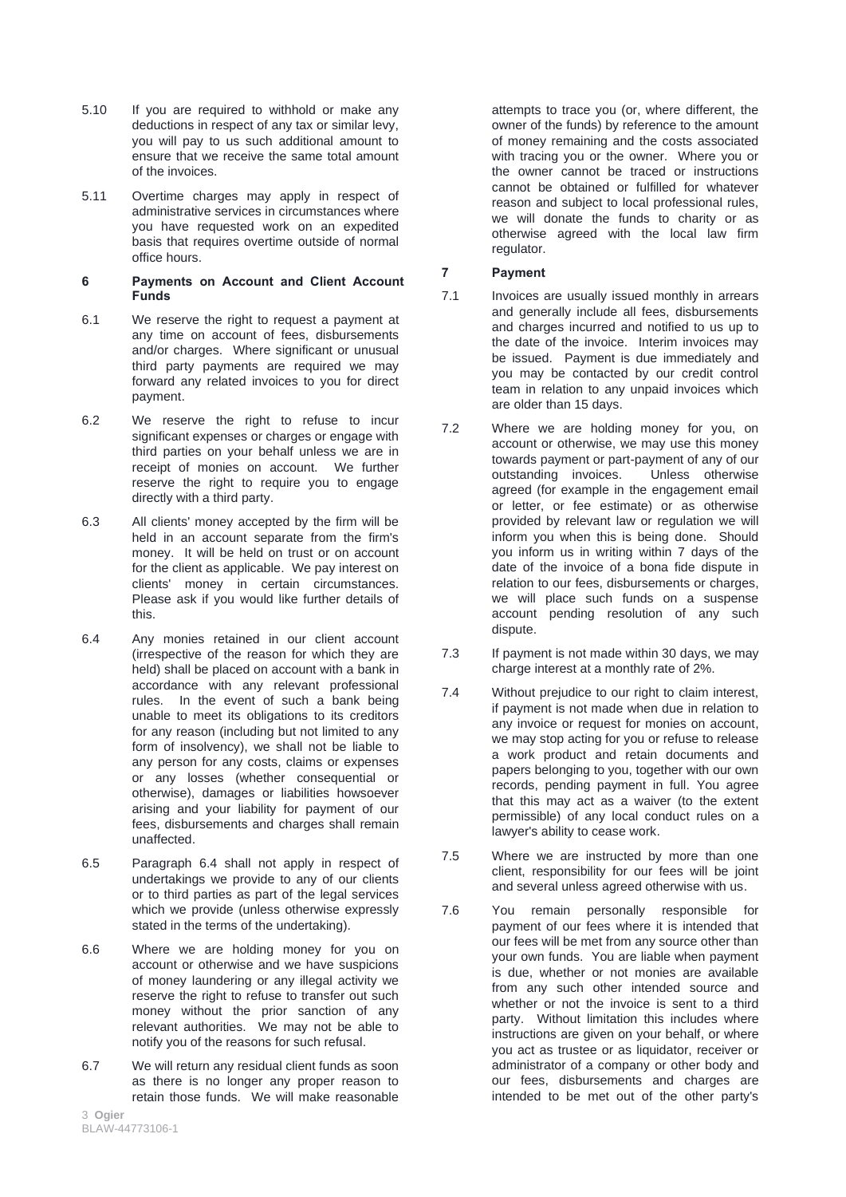5.10 If you are required to withhold or make any deductions in respect of any tax or similar levy, you will pay to us such additional amount to ensure that we receive the same total amount of the invoices.

5.11 Overtime charges may apply in respect of administrative services in circumstances where you have requested work on an expedited basis that requires overtime outside of normal office hours.

**6 Payments on Account and Client Account Funds**

6.1 We reserve the right to request a payment at any time on account of fees, disbursements and/or charges. Where significant or unusual third party payments are required we may forward any related invoices to you for direct payment.

6.2 We reserve the right to refuse to incur significant expenses or charges or engage with third parties on your behalf unless we are in receipt of monies on account. We further reserve the right to require you to engage directly with a third party.

6.3 All clients' money accepted by the firm will be held in an account separate from the firm's money. It will be held on trust or on account for the client as applicable. We pay interest on clients' money in certain circumstances. Please ask if you would like further details of this.

6.4 Any monies retained in our client account (irrespective of the reason for which they are held) shall be placed on account with a bank in accordance with any relevant professional rules. In the event of such a bank being unable to meet its obligations to its creditors for any reason (including but not limited to any form of insolvency), we shall not be liable to any person for any costs, claims or expenses or any losses (whether consequential or otherwise), damages or liabilities howsoever arising and your liability for payment of our fees, disbursements and charges shall remain unaffected.

6.5 Paragraph 6.4 shall not apply in respect of undertakings we provide to any of our clients or to third parties as part of the legal services which we provide (unless otherwise expressly stated in the terms of the undertaking).

6.6 Where we are holding money for you on account or otherwise and we have suspicions of money laundering or any illegal activity we reserve the right to refuse to transfer out such money without the prior sanction of any relevant authorities. We may not be able to notify you of the reasons for such refusal.

6.7 We will return any residual client funds as soon as there is no longer any proper reason to retain those funds. We will make reasonable attempts to trace you (or, where different, the owner of the funds) by reference to the amount of money remaining and the costs associated with tracing you or the owner. Where you or the owner cannot be traced or instructions cannot be obtained or fulfilled for whatever reason and subject to local professional rules, we will donate the funds to charity or as otherwise agreed with the local law firm regulator.

**7 Payment**

7.1 Invoices are usually issued monthly in arrears and generally include all fees, disbursements and charges incurred and notified to us up to the date of the invoice. Interim invoices may be issued. Payment is due immediately and you may be contacted by our credit control team in relation to any unpaid invoices which are older than 15 days.

7.2 Where we are holding money for you, on account or otherwise, we may use this money towards payment or part-payment of any of our outstanding invoices. Unless otherwise agreed (for example in the engagement email or letter, or fee estimate) or as otherwise provided by relevant law or regulation we will inform you when this is being done. Should you inform us in writing within 7 days of the date of the invoice of a bona fide dispute in relation to our fees, disbursements or charges, we will place such funds on a suspense account pending resolution of any such dispute.

7.3 If payment is not made within 30 days, we may charge interest at a monthly rate of 2%.

7.4 Without prejudice to our right to claim interest, if payment is not made when due in relation to any invoice or request for monies on account, we may stop acting for you or refuse to release a work product and retain documents and papers belonging to you, together with our own records, pending payment in full. You agree that this may act as a waiver (to the extent permissible) of any local conduct rules on a lawyer's ability to cease work.

7.5 Where we are instructed by more than one client, responsibility for our fees will be joint and several unless agreed otherwise with us.

7.6 You remain personally responsible for payment of our fees where it is intended that our fees will be met from any source other than your own funds. You are liable when payment is due, whether or not monies are available from any such other intended source and whether or not the invoice is sent to a third party. Without limitation this includes where instructions are given on your behalf, or where you act as trustee or as liquidator, receiver or administrator of a company or other body and our fees, disbursements and charges are intended to be met out of the other party's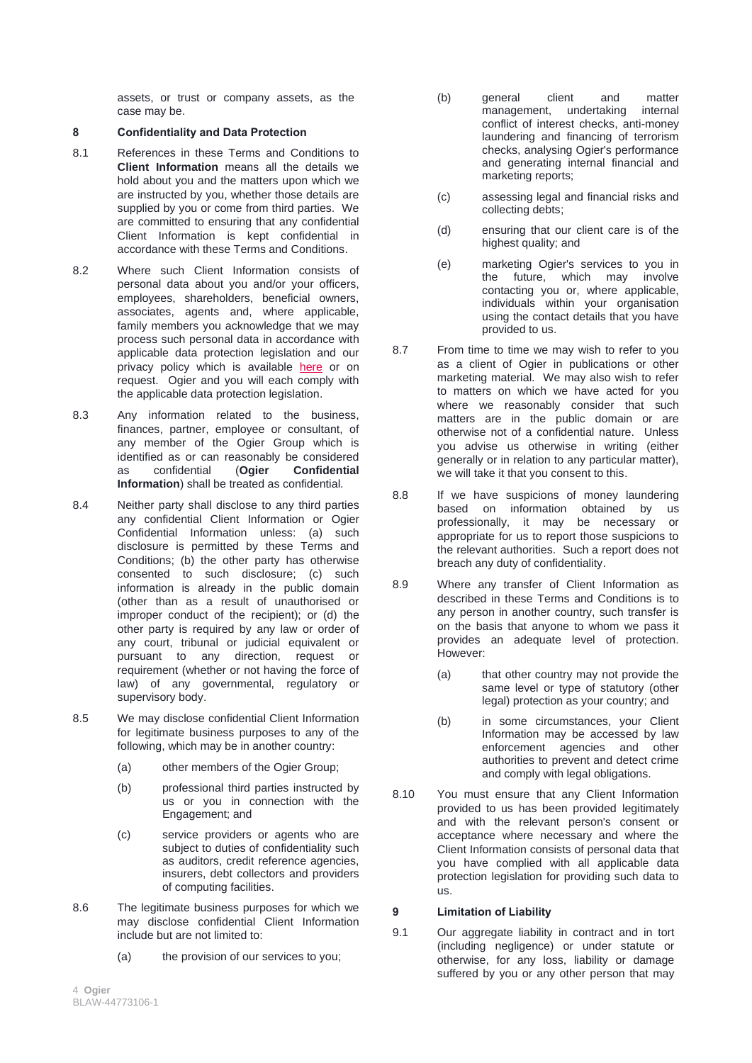assets, or trust or company assets, as the case may be.

## 8 Confidentiality and Data Protection

8.1 References in these Terms and Conditions to **Client Information** means all the details we hold about you and the matters upon which we are instructed by you, whether those details are supplied by you or come from third parties. We are committed to ensuring that any confidential Client Information is kept confidential in accordance with these Terms and Conditions.

8.2 Where such Client Information consists of personal data about you and/or your officers, employees, shareholders, beneficial owners, associates, agents and, where applicable, family members you acknowledge that we may process such personal data in accordance with applicable data protection legislation and our privacy policy which is available here or on request. Ogier and you will each comply with the applicable data protection legislation.

8.3 Any information related to the business, finances, partner, employee or consultant, of any member of the Ogier Group which is identified as or can reasonably be considered as confidential (**Ogier Confidential Information**) shall be treated as confidential.

8.4 Neither party shall disclose to any third parties any confidential Client Information or Ogier Confidential Information unless: (a) such disclosure is permitted by these Terms and Conditions; (b) the other party has otherwise consented to such disclosure; (c) such information is already in the public domain (other than as a result of unauthorised or improper conduct of the recipient); or (d) the other party is required by any law or order of any court, tribunal or judicial equivalent or pursuant to any direction, request or requirement (whether or not having the force of law) of any governmental, regulatory or supervisory body.

8.5 We may disclose confidential Client Information for legitimate business purposes to any of the following, which may be in another country:

(a) other members of the Ogier Group;

(b) professional third parties instructed by us or you in connection with the Engagement; and

(c) service providers or agents who are subject to duties of confidentiality such as auditors, credit reference agencies, insurers, debt collectors and providers of computing facilities.

8.6 The legitimate business purposes for which we may disclose confidential Client Information include but are not limited to:

(a) the provision of our services to you;

(b) general client and matter management, undertaking internal conflict of interest checks, anti-money laundering and financing of terrorism checks, analysing Ogier's performance and generating internal financial and marketing reports;

(c) assessing legal and financial risks and collecting debts;

(d) ensuring that our client care is of the highest quality; and

(e) marketing Ogier's services to you in the future, which may involve contacting you or, where applicable, individuals within your organisation using the contact details that you have provided to us.

8.7 From time to time we may wish to refer to you as a client of Ogier in publications or other marketing material. We may also wish to refer to matters on which we have acted for you where we reasonably consider that such matters are in the public domain or are otherwise not of a confidential nature. Unless you advise us otherwise in writing (either generally or in relation to any particular matter), we will take it that you consent to this.

8.8 If we have suspicions of money laundering based on information obtained by us professionally, it may be necessary or appropriate for us to report those suspicions to the relevant authorities. Such a report does not breach any duty of confidentiality.

8.9 Where any transfer of Client Information as described in these Terms and Conditions is to any person in another country, such transfer is on the basis that anyone to whom we pass it provides an adequate level of protection. However:

(a) that other country may not provide the same level or type of statutory (other legal) protection as your country; and

(b) in some circumstances, your Client Information may be accessed by law enforcement agencies and other authorities to prevent and detect crime and comply with legal obligations.

8.10 You must ensure that any Client Information provided to us has been provided legitimately and with the relevant person's consent or acceptance where necessary and where the Client Information consists of personal data that you have complied with all applicable data protection legislation for providing such data to us.

## 9 Limitation of Liability

9.1 Our aggregate liability in contract and in tort (including negligence) or under statute or otherwise, for any loss, liability or damage suffered by you or any other person that may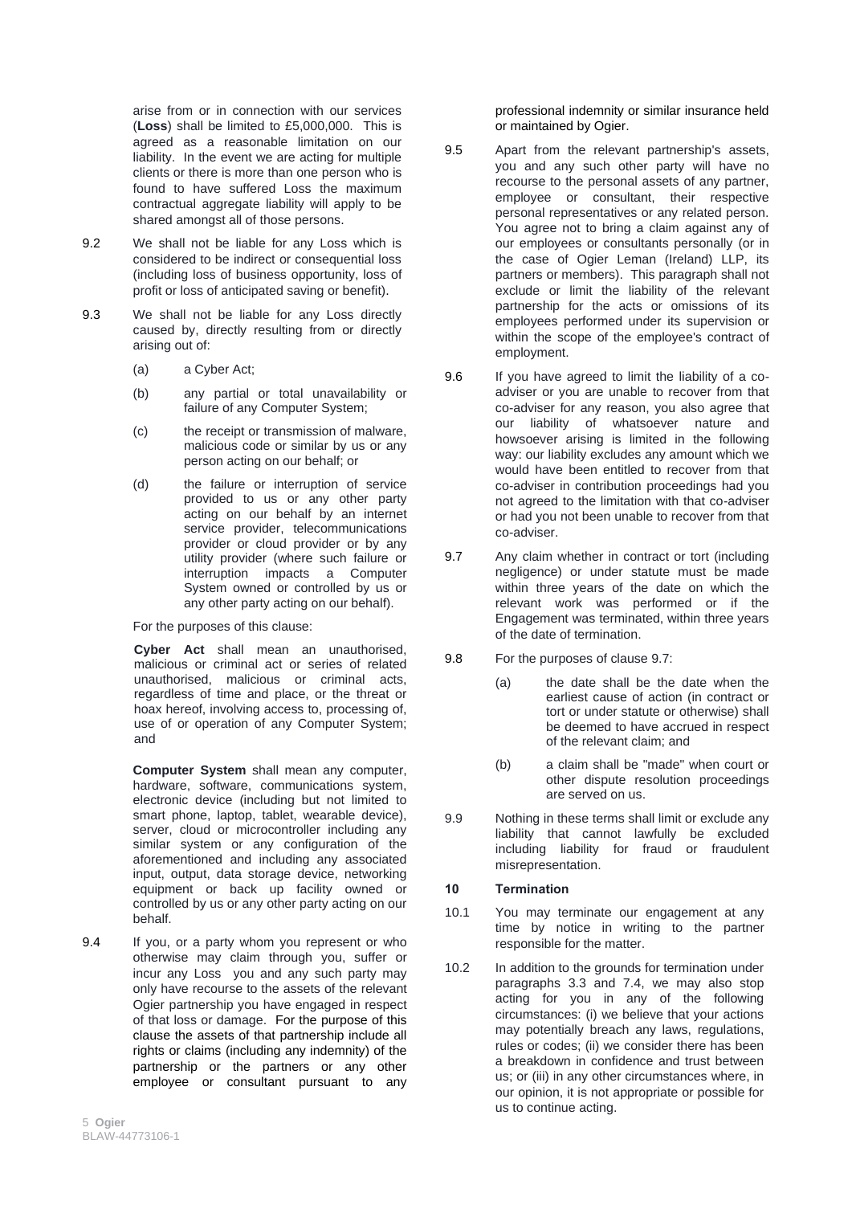arise from or in connection with our services (**Loss**) shall be limited to £5,000,000. This is agreed as a reasonable limitation on our liability. In the event we are acting for multiple clients or there is more than one person who is found to have suffered Loss the maximum contractual aggregate liability will apply to be shared amongst all of those persons.

9.2 We shall not be liable for any Loss which is considered to be indirect or consequential loss (including loss of business opportunity, loss of profit or loss of anticipated saving or benefit).

9.3 We shall not be liable for any Loss directly caused by, directly resulting from or directly arising out of:

(a) a Cyber Act;

(b) any partial or total unavailability or failure of any Computer System;

(c) the receipt or transmission of malware, malicious code or similar by us or any person acting on our behalf; or

(d) the failure or interruption of service provided to us or any other party acting on our behalf by an internet service provider, telecommunications provider or cloud provider or by any utility provider (where such failure or interruption impacts a Computer System owned or controlled by us or any other party acting on our behalf).

For the purposes of this clause:

**Cyber Act** shall mean an unauthorised, malicious or criminal act or series of related unauthorised, malicious or criminal acts, regardless of time and place, or the threat or hoax hereof, involving access to, processing of, use of or operation of any Computer System; and

**Computer System** shall mean any computer, hardware, software, communications system, electronic device (including but not limited to smart phone, laptop, tablet, wearable device), server, cloud or microcontroller including any similar system or any configuration of the aforementioned and including any associated input, output, data storage device, networking equipment or back up facility owned or controlled by us or any other party acting on our behalf.

9.4 If you, or a party whom you represent or who otherwise may claim through you, suffer or incur any Loss you and any such party may only have recourse to the assets of the relevant Ogier partnership you have engaged in respect of that loss or damage. For the purpose of this clause the assets of that partnership include all rights or claims (including any indemnity) of the partnership or the partners or any other employee or consultant pursuant to any professional indemnity or similar insurance held or maintained by Ogier.

9.5 Apart from the relevant partnership's assets, you and any such other party will have no recourse to the personal assets of any partner, employee or consultant, their respective personal representatives or any related person. You agree not to bring a claim against any of our employees or consultants personally (or in the case of Ogier Leman (Ireland) LLP, its partners or members). This paragraph shall not exclude or limit the liability of the relevant partnership for the acts or omissions of its employees performed under its supervision or within the scope of the employee's contract of employment.

9.6 If you have agreed to limit the liability of a co-adviser or you are unable to recover from that co-adviser for any reason, you also agree that our liability of whatsoever nature and howsoever arising is limited in the following way: our liability excludes any amount which we would have been entitled to recover from that co-adviser in contribution proceedings had you not agreed to the limitation with that co-adviser or had you not been unable to recover from that co-adviser.

9.7 Any claim whether in contract or tort (including negligence) or under statute must be made within three years of the date on which the relevant work was performed or if the Engagement was terminated, within three years of the date of termination.

9.8 For the purposes of clause 9.7:

(a) the date shall be the date when the earliest cause of action (in contract or tort or under statute or otherwise) shall be deemed to have accrued in respect of the relevant claim; and

(b) a claim shall be "made" when court or other dispute resolution proceedings are served on us.

9.9 Nothing in these terms shall limit or exclude any liability that cannot lawfully be excluded including liability for fraud or fraudulent misrepresentation.

## 10 Termination

10.1 You may terminate our engagement at any time by notice in writing to the partner responsible for the matter.

10.2 In addition to the grounds for termination under paragraphs 3.3 and 7.4, we may also stop acting for you in any of the following circumstances: (i) we believe that your actions may potentially breach any laws, regulations, rules or codes; (ii) we consider there has been a breakdown in confidence and trust between us; or (iii) in any other circumstances where, in our opinion, it is not appropriate or possible for us to continue acting.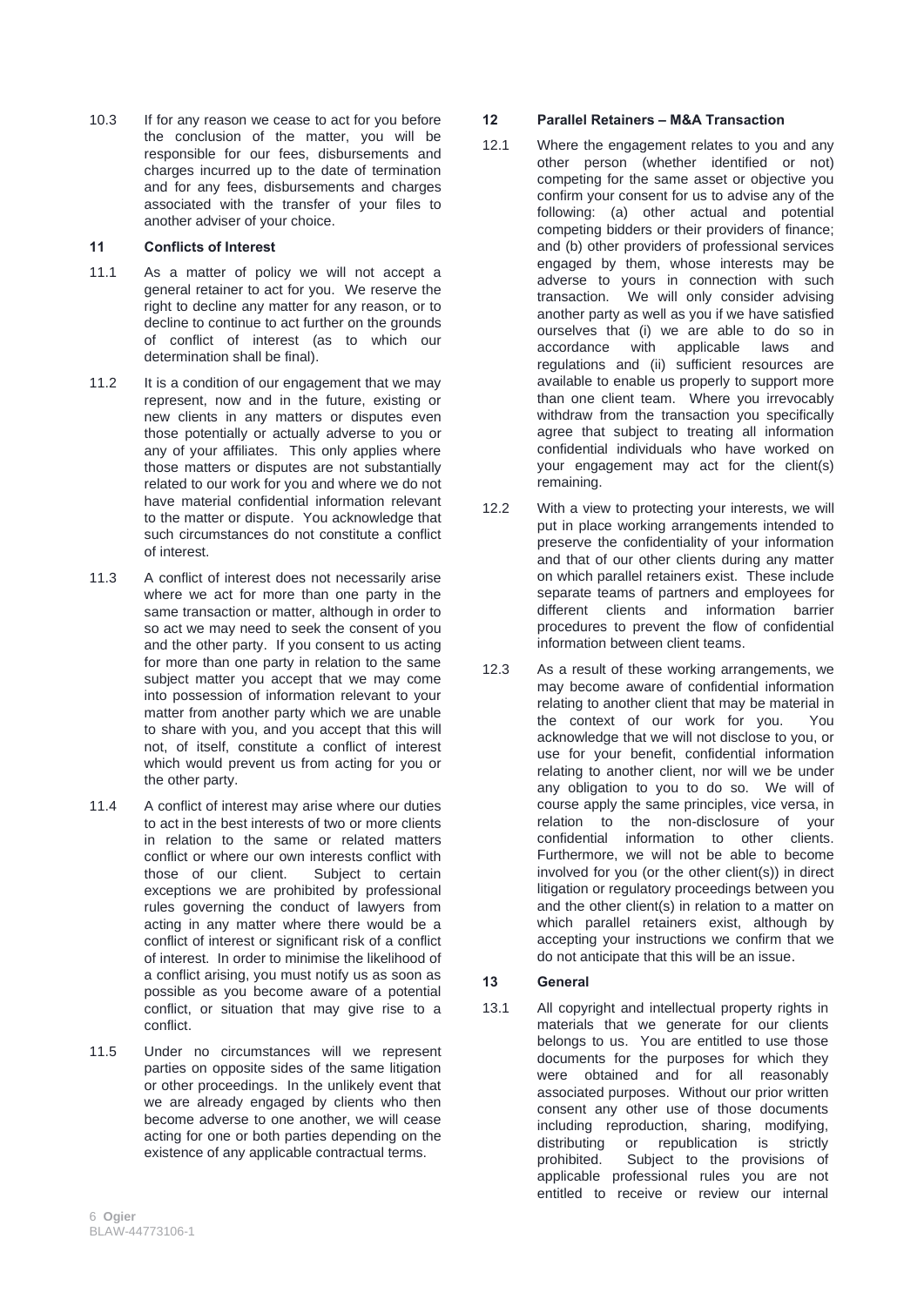10.3 If for any reason we cease to act for you before the conclusion of the matter, you will be responsible for our fees, disbursements and charges incurred up to the date of termination and for any fees, disbursements and charges associated with the transfer of your files to another adviser of your choice.

## 11 Conflicts of Interest

11.1 As a matter of policy we will not accept a general retainer to act for you. We reserve the right to decline any matter for any reason, or to decline to continue to act further on the grounds of conflict of interest (as to which our determination shall be final).

11.2 It is a condition of our engagement that we may represent, now and in the future, existing or new clients in any matters or disputes even those potentially or actually adverse to you or any of your affiliates. This only applies where those matters or disputes are not substantially related to our work for you and where we do not have material confidential information relevant to the matter or dispute. You acknowledge that such circumstances do not constitute a conflict of interest.

11.3 A conflict of interest does not necessarily arise where we act for more than one party in the same transaction or matter, although in order to so act we may need to seek the consent of you and the other party. If you consent to us acting for more than one party in relation to the same subject matter you accept that we may come into possession of information relevant to your matter from another party which we are unable to share with you, and you accept that this will not, of itself, constitute a conflict of interest which would prevent us from acting for you or the other party.

11.4 A conflict of interest may arise where our duties to act in the best interests of two or more clients in relation to the same or related matters conflict or where our own interests conflict with those of our client. Subject to certain exceptions we are prohibited by professional rules governing the conduct of lawyers from acting in any matter where there would be a conflict of interest or significant risk of a conflict of interest. In order to minimise the likelihood of a conflict arising, you must notify us as soon as possible as you become aware of a potential conflict, or situation that may give rise to a conflict.

11.5 Under no circumstances will we represent parties on opposite sides of the same litigation or other proceedings. In the unlikely event that we are already engaged by clients who then become adverse to one another, we will cease acting for one or both parties depending on the existence of any applicable contractual terms.

## 12 Parallel Retainers – M&A Transaction

12.1 Where the engagement relates to you and any other person (whether identified or not) competing for the same asset or objective you confirm your consent for us to advise any of the following: (a) other actual and potential competing bidders or their providers of finance; and (b) other providers of professional services engaged by them, whose interests may be adverse to yours in connection with such transaction. We will only consider advising another party as well as you if we have satisfied ourselves that (i) we are able to do so in accordance with applicable laws and regulations and (ii) sufficient resources are available to enable us properly to support more than one client team. Where you irrevocably withdraw from the transaction you specifically agree that subject to treating all information confidential individuals who have worked on your engagement may act for the client(s) remaining.

12.2 With a view to protecting your interests, we will put in place working arrangements intended to preserve the confidentiality of your information and that of our other clients during any matter on which parallel retainers exist. These include separate teams of partners and employees for different clients and information barrier procedures to prevent the flow of confidential information between client teams.

12.3 As a result of these working arrangements, we may become aware of confidential information relating to another client that may be material in the context of our work for you. You acknowledge that we will not disclose to you, or use for your benefit, confidential information relating to another client, nor will we be under any obligation to you to do so. We will of course apply the same principles, vice versa, in relation to the non-disclosure of your confidential information to other clients. Furthermore, we will not be able to become involved for you (or the other client(s)) in direct litigation or regulatory proceedings between you and the other client(s) in relation to a matter on which parallel retainers exist, although by accepting your instructions we confirm that we do not anticipate that this will be an issue.

## 13 General

13.1 All copyright and intellectual property rights in materials that we generate for our clients belongs to us. You are entitled to use those documents for the purposes for which they were obtained and for all reasonably associated purposes. Without our prior written consent any other use of those documents including reproduction, sharing, modifying, distributing or republication is strictly prohibited. Subject to the provisions of applicable professional rules you are not entitled to receive or review our internal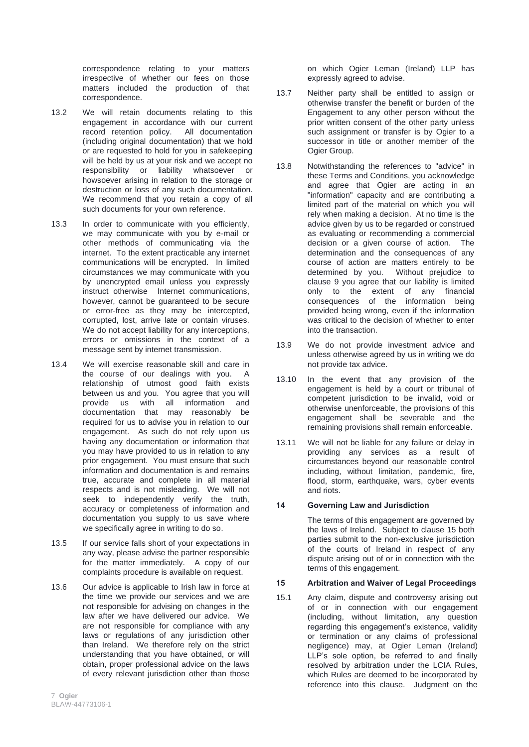correspondence relating to your matters irrespective of whether our fees on those matters included the production of that correspondence.

13.2 We will retain documents relating to this engagement in accordance with our current record retention policy. All documentation (including original documentation) that we hold or are requested to hold for you in safekeeping will be held by us at your risk and we accept no responsibility or liability whatsoever or howsoever arising in relation to the storage or destruction or loss of any such documentation. We recommend that you retain a copy of all such documents for your own reference.

13.3 In order to communicate with you efficiently, we may communicate with you by e-mail or other methods of communicating via the internet. To the extent practicable any internet communications will be encrypted. In limited circumstances we may communicate with you by unencrypted email unless you expressly instruct otherwise Internet communications, however, cannot be guaranteed to be secure or error-free as they may be intercepted, corrupted, lost, arrive late or contain viruses. We do not accept liability for any interceptions, errors or omissions in the context of a message sent by internet transmission.

13.4 We will exercise reasonable skill and care in the course of our dealings with you. A relationship of utmost good faith exists between us and you. You agree that you will provide us with all information and documentation that may reasonably be required for us to advise you in relation to our engagement. As such do not rely upon us having any documentation or information that you may have provided to us in relation to any prior engagement. You must ensure that such information and documentation is and remains true, accurate and complete in all material respects and is not misleading. We will not seek to independently verify the truth, accuracy or completeness of information and documentation you supply to us save where we specifically agree in writing to do so.

13.5 If our service falls short of your expectations in any way, please advise the partner responsible for the matter immediately. A copy of our complaints procedure is available on request.

13.6 Our advice is applicable to Irish law in force at the time we provide our services and we are not responsible for advising on changes in the law after we have delivered our advice. We are not responsible for compliance with any laws or regulations of any jurisdiction other than Ireland. We therefore rely on the strict understanding that you have obtained, or will obtain, proper professional advice on the laws of every relevant jurisdiction other than those on which Ogier Leman (Ireland) LLP has expressly agreed to advise.

13.7 Neither party shall be entitled to assign or otherwise transfer the benefit or burden of the Engagement to any other person without the prior written consent of the other party unless such assignment or transfer is by Ogier to a successor in title or another member of the Ogier Group.

13.8 Notwithstanding the references to "advice" in these Terms and Conditions, you acknowledge and agree that Ogier are acting in an "information" capacity and are contributing a limited part of the material on which you will rely when making a decision. At no time is the advice given by us to be regarded or construed as evaluating or recommending a commercial decision or a given course of action. The determination and the consequences of any course of action are matters entirely to be determined by you. Without prejudice to clause 9 you agree that our liability is limited only to the extent of any financial consequences of the information being provided being wrong, even if the information was critical to the decision of whether to enter into the transaction.

13.9 We do not provide investment advice and unless otherwise agreed by us in writing we do not provide tax advice.

13.10 In the event that any provision of the engagement is held by a court or tribunal of competent jurisdiction to be invalid, void or otherwise unenforceable, the provisions of this engagement shall be severable and the remaining provisions shall remain enforceable.

13.11 We will not be liable for any failure or delay in providing any services as a result of circumstances beyond our reasonable control including, without limitation, pandemic, fire, flood, storm, earthquake, wars, cyber events and riots.

### 14 Governing Law and Jurisdiction

The terms of this engagement are governed by the laws of Ireland. Subject to clause 15 both parties submit to the non-exclusive jurisdiction of the courts of Ireland in respect of any dispute arising out of or in connection with the terms of this engagement.

### 15 Arbitration and Waiver of Legal Proceedings

15.1 Any claim, dispute and controversy arising out of or in connection with our engagement (including, without limitation, any question regarding this engagement's existence, validity or termination or any claims of professional negligence) may, at Ogier Leman (Ireland) LLP's sole option, be referred to and finally resolved by arbitration under the LCIA Rules, which Rules are deemed to be incorporated by reference into this clause. Judgment on the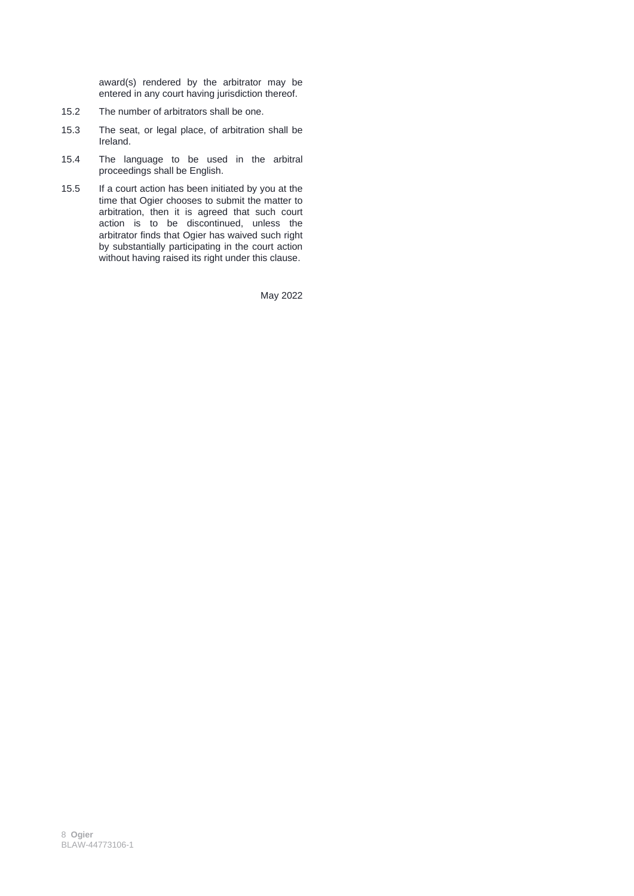award(s) rendered by the arbitrator may be entered in any court having jurisdiction thereof.

15.2 The number of arbitrators shall be one.

15.3 The seat, or legal place, of arbitration shall be Ireland.

15.4 The language to be used in the arbitral proceedings shall be English.

15.5 If a court action has been initiated by you at the time that Ogier chooses to submit the matter to arbitration, then it is agreed that such court action is to be discontinued, unless the arbitrator finds that Ogier has waived such right by substantially participating in the court action without having raised its right under this clause.

May 2022